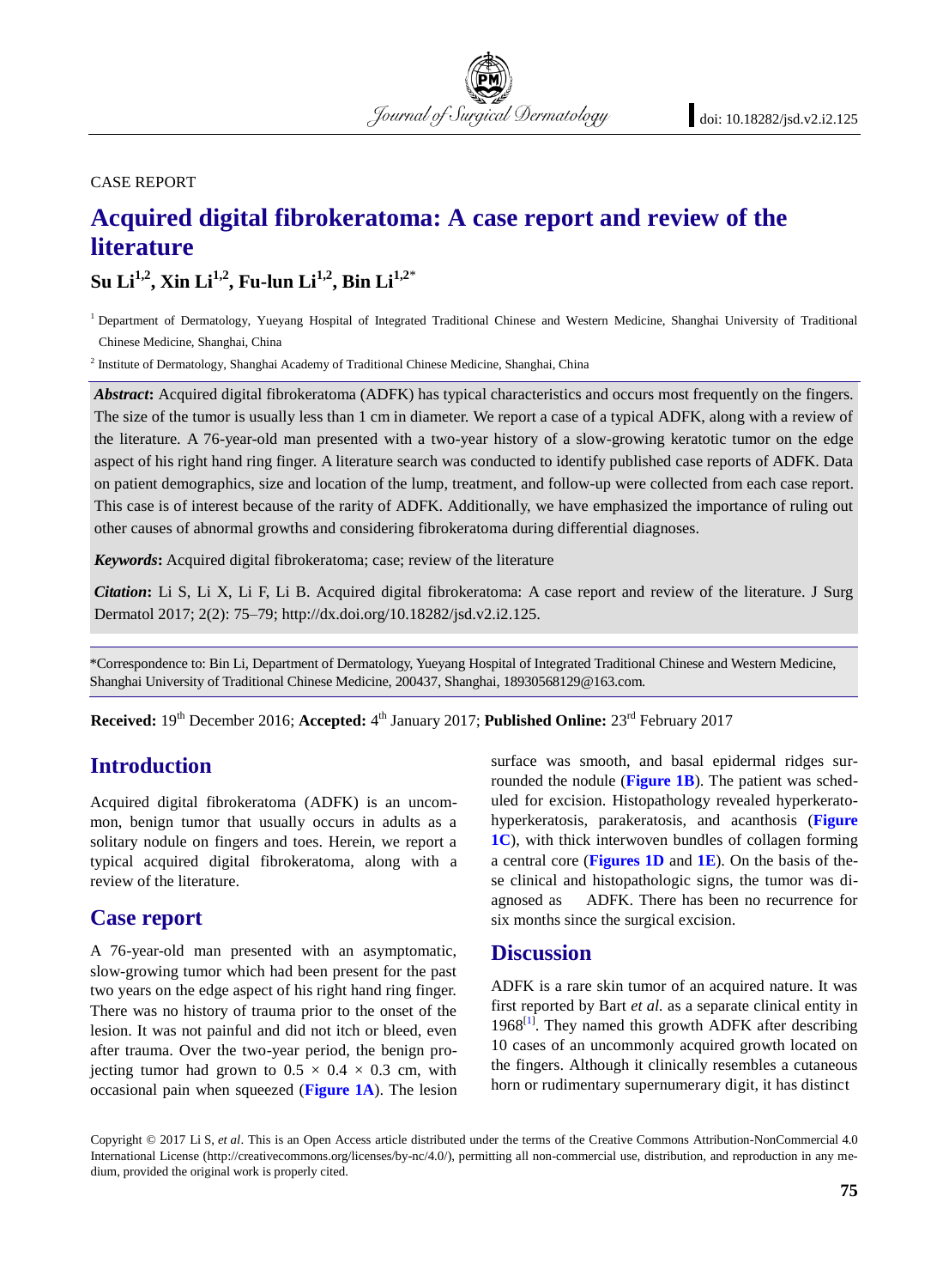CASE REPORT

# Acquired digital fibrokeratoma: A case report and review of the literature

**Su Li[1,2], Xin Li[1,2], Fu-lun Li[1,2], Bin Li[1,2]***

[1] Department of Dermatology, Yueyang Hospital of Integrated Traditional Chinese and Western Medicine, Shanghai University of Traditional Chinese Medicine, Shanghai, China

[2] Institute of Dermatology, Shanghai Academy of Traditional Chinese Medicine, Shanghai, China

***Abstract*:** Acquired digital fibrokeratoma (ADFK) has typical characteristics and occurs most frequently on the fingers. The size of the tumor is usually less than 1 cm in diameter. We report a case of a typical ADFK, along with a review of the literature. A 76-year-old man presented with a two-year history of a slow-growing keratotic tumor on the edge aspect of his right hand ring finger. A literature search was conducted to identify published case reports of ADFK. Data on patient demographics, size and location of the lump, treatment, and follow-up were collected from each case report. This case is of interest because of the rarity of ADFK. Additionally, we have emphasized the importance of ruling out other causes of abnormal growths and considering fibrokeratoma during differential diagnoses.

***Keywords*:** Acquired digital fibrokeratoma; case; review of the literature

***Citation*:** Li S, Li X, Li F, Li B. Acquired digital fibrokeratoma: A case report and review of the literature. J Surg Dermatol 2017; 2(2): 75–79; http://dx.doi.org/10.18282/jsd.v2.i2.125.

*Correspondence to: Bin Li, Department of Dermatology, Yueyang Hospital of Integrated Traditional Chinese and Western Medicine, Shanghai University of Traditional Chinese Medicine, 200437, Shanghai, 18930568129@163.com.

**Received:** 19th December 2016; **Accepted:** 4th January 2017; **Published Online:** 23rd February 2017

## Introduction

Acquired digital fibrokeratoma (ADFK) is an uncommon, benign tumor that usually occurs in adults as a solitary nodule on fingers and toes. Herein, we report a typical acquired digital fibrokeratoma, along with a review of the literature.

## Case report

A 76-year-old man presented with an asymptomatic, slow-growing tumor which had been present for the past two years on the edge aspect of his right hand ring finger. There was no history of trauma prior to the onset of the lesion. It was not painful and did not itch or bleed, even after trauma. Over the two-year period, the benign projecting tumor had grown to $0.5 \times 0.4 \times 0.3$ cm, with occasional pain when squeezed (**Figure 1A**). The lesion surface was smooth, and basal epidermal ridges surrounded the nodule (**Figure 1B**). The patient was scheduled for excision. Histopathology revealed hyperkerato-hyperkeratosis, parakeratosis, and acanthosis (**Figure 1C**), with thick interwoven bundles of collagen forming a central core (**Figures 1D** and **1E**). On the basis of these clinical and histopathologic signs, the tumor was diagnosed as ADFK. There has been no recurrence for six months since the surgical excision.

## Discussion

ADFK is a rare skin tumor of an acquired nature. It was first reported by Bart *et al.* as a separate clinical entity in 1968[1]. They named this growth ADFK after describing 10 cases of an uncommonly acquired growth located on the fingers. Although it clinically resembles a cutaneous horn or rudimentary supernumerary digit, it has distinct

Copyright © 2017 Li S, *et al*. This is an Open Access article distributed under the terms of the Creative Commons Attribution-NonCommercial 4.0 International License (http://creativecommons.org/licenses/by-nc/4.0/), permitting all non-commercial use, distribution, and reproduction in any medium, provided the original work is properly cited.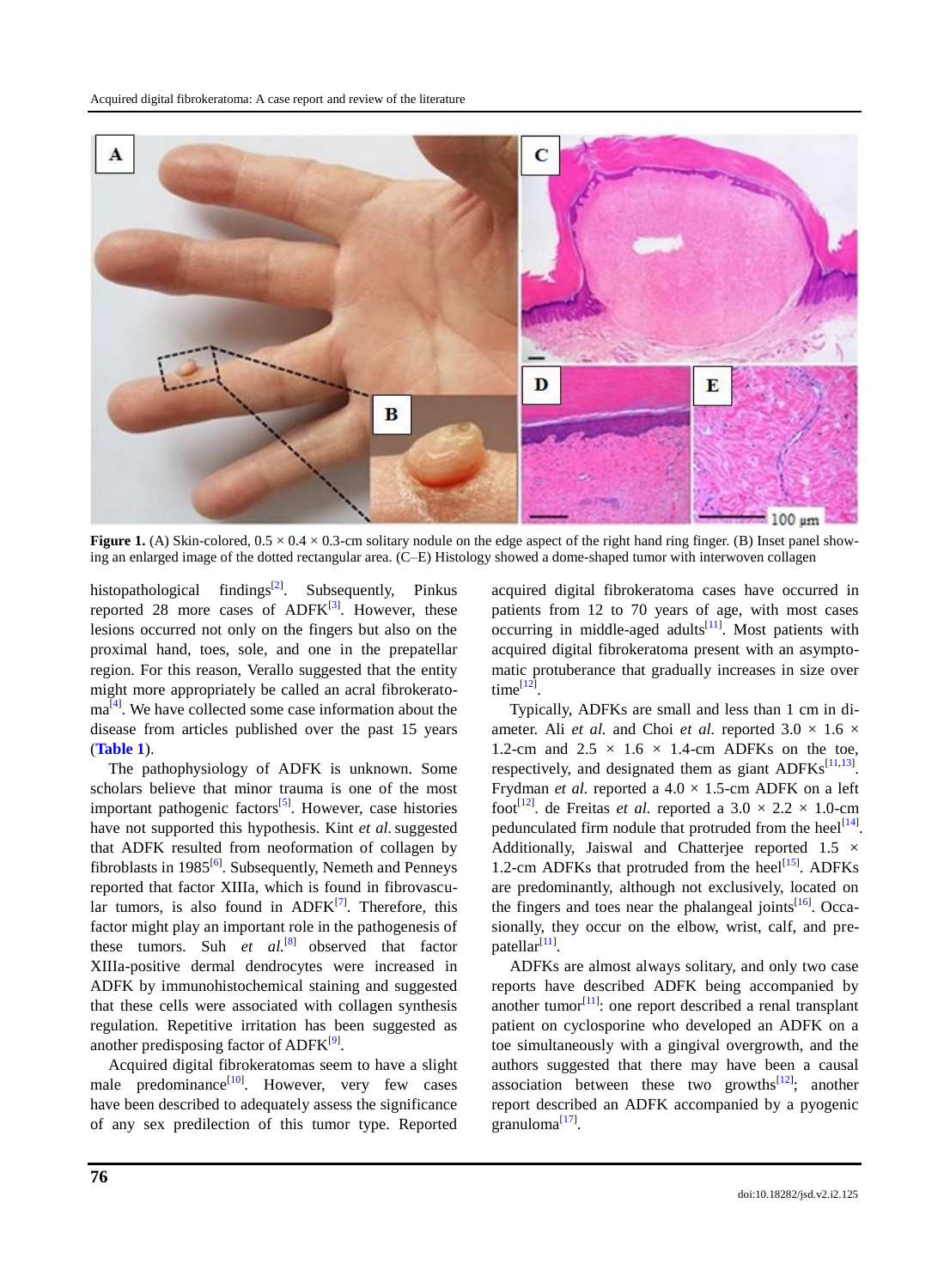**Figure 1.** (A) Skin-colored, 0.5 × 0.4 × 0.3-cm solitary nodule on the edge aspect of the right hand ring finger. (B) Inset panel showing an enlarged image of the dotted rectangular area. (C–E) Histology showed a dome-shaped tumor with interwoven collagen

histopathological findings[2]. Subsequently, Pinkus reported 28 more cases of ADFK[3]. However, these lesions occurred not only on the fingers but also on the proximal hand, toes, sole, and one in the prepatellar region. For this reason, Verallo suggested that the entity might more appropriately be called an acral fibrokeratoma[4]. We have collected some case information about the disease from articles published over the past 15 years (**Table 1**).

The pathophysiology of ADFK is unknown. Some scholars believe that minor trauma is one of the most important pathogenic factors[5]. However, case histories have not supported this hypothesis. Kint *et al.* suggested that ADFK resulted from neoformation of collagen by fibroblasts in 1985[6]. Subsequently, Nemeth and Penneys reported that factor XIIIa, which is found in fibrovascular tumors, is also found in ADFK[7]. Therefore, this factor might play an important role in the pathogenesis of these tumors. Suh *et al.*[8] observed that factor XIIIa-positive dermal dendrocytes were increased in ADFK by immunohistochemical staining and suggested that these cells were associated with collagen synthesis regulation. Repetitive irritation has been suggested as another predisposing factor of ADFK[9].

Acquired digital fibrokeratomas seem to have a slight male predominance[10]. However, very few cases have been described to adequately assess the significance of any sex predilection of this tumor type. Reported acquired digital fibrokeratoma cases have occurred in patients from 12 to 70 years of age, with most cases occurring in middle-aged adults[11]. Most patients with acquired digital fibrokeratoma present with an asymptomatic protuberance that gradually increases in size over time[12].

Typically, ADFKs are small and less than 1 cm in diameter. Ali *et al.* and Choi *et al.* reported 3.0 × 1.6 × 1.2-cm and 2.5 × 1.6 × 1.4-cm ADFKs on the toe, respectively, and designated them as giant ADFKs[11,13]. Frydman *et al.* reported a 4.0 × 1.5-cm ADFK on a left foot[12]. de Freitas *et al.* reported a 3.0 × 2.2 × 1.0-cm pedunculated firm nodule that protruded from the heel[14]. Additionally, Jaiswal and Chatterjee reported 1.5 × 1.2-cm ADFKs that protruded from the heel[15]. ADFKs are predominantly, although not exclusively, located on the fingers and toes near the phalangeal joints[16]. Occasionally, they occur on the elbow, wrist, calf, and prepatellar[11].

ADFKs are almost always solitary, and only two case reports have described ADFK being accompanied by another tumor[11]: one report described a renal transplant patient on cyclosporine who developed an ADFK on a toe simultaneously with a gingival overgrowth, and the authors suggested that there may have been a causal association between these two growths[12]; another report described an ADFK accompanied by a pyogenic granuloma[17].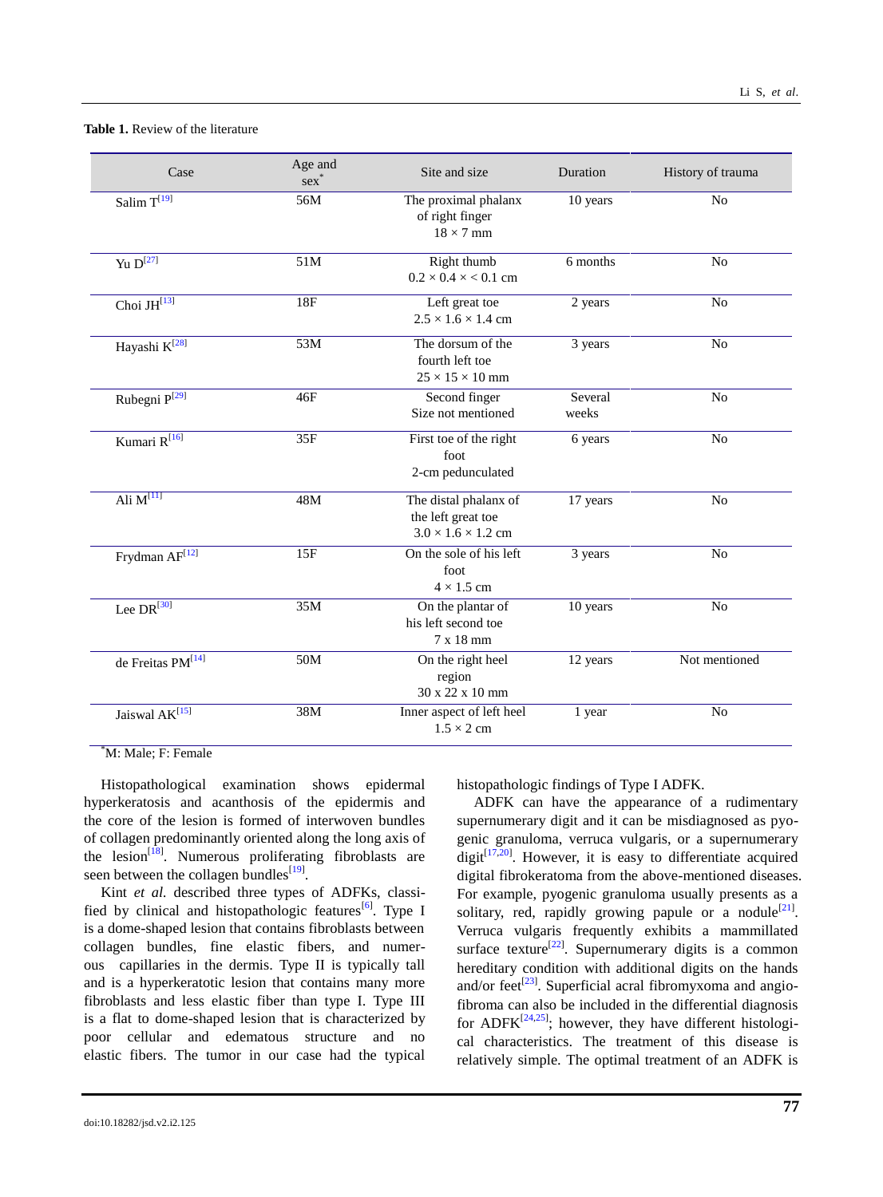**Table 1.** Review of the literature

| Case | Age and sex* | Site and size | Duration | History of trauma |
|---|---|---|---|---|
| Salim T[19] | 56M | The proximal phalanx of right finger 18 × 7 mm | 10 years | No |
| Yu D[27] | 51M | Right thumb 0.2 × 0.4 × < 0.1 cm | 6 months | No |
| Choi JH[13] | 18F | Left great toe 2.5 × 1.6 × 1.4 cm | 2 years | No |
| Hayashi K[28] | 53M | The dorsum of the fourth left toe 25 × 15 × 10 mm | 3 years | No |
| Rubegni P[29] | 46F | Second finger Size not mentioned | Several weeks | No |
| Kumari R[16] | 35F | First toe of the right foot 2-cm pedunculated | 6 years | No |
| Ali M[11] | 48M | The distal phalanx of the left great toe 3.0 × 1.6 × 1.2 cm | 17 years | No |
| Frydman AF[12] | 15F | On the sole of his left foot 4 × 1.5 cm | 3 years | No |
| Lee DR[30] | 35M | On the plantar of his left second toe 7 x 18 mm | 10 years | No |
| de Freitas PM[14] | 50M | On the right heel region 30 x 22 x 10 mm | 12 years | Not mentioned |
| Jaiswal AK[15] | 38M | Inner aspect of left heel 1.5 × 2 cm | 1 year | No |

*M: Male; F: Female

Histopathological examination shows epidermal hyperkeratosis and acanthosis of the epidermis and the core of the lesion is formed of interwoven bundles of collagen predominantly oriented along the long axis of the lesion[18]. Numerous proliferating fibroblasts are seen between the collagen bundles[19].

Kint *et al.* described three types of ADFKs, classified by clinical and histopathologic features[6]. Type I is a dome-shaped lesion that contains fibroblasts between collagen bundles, fine elastic fibers, and numerous capillaries in the dermis. Type II is typically tall and is a hyperkeratotic lesion that contains many more fibroblasts and less elastic fiber than type I. Type III is a flat to dome-shaped lesion that is characterized by poor cellular and edematous structure and no elastic fibers. The tumor in our case had the typical histopathologic findings of Type I ADFK.

ADFK can have the appearance of a rudimentary supernumerary digit and it can be misdiagnosed as pyogenic granuloma, verruca vulgaris, or a supernumerary digit[17,20]. However, it is easy to differentiate acquired digital fibrokeratoma from the above-mentioned diseases. For example, pyogenic granuloma usually presents as a solitary, red, rapidly growing papule or a nodule[21]. Verruca vulgaris frequently exhibits a mammillated surface texture[22]. Supernumerary digits is a common hereditary condition with additional digits on the hands and/or feet[23]. Superficial acral fibromyxoma and angiofibroma can also be included in the differential diagnosis for ADFK[24,25]; however, they have different histological characteristics. The treatment of this disease is relatively simple. The optimal treatment of an ADFK is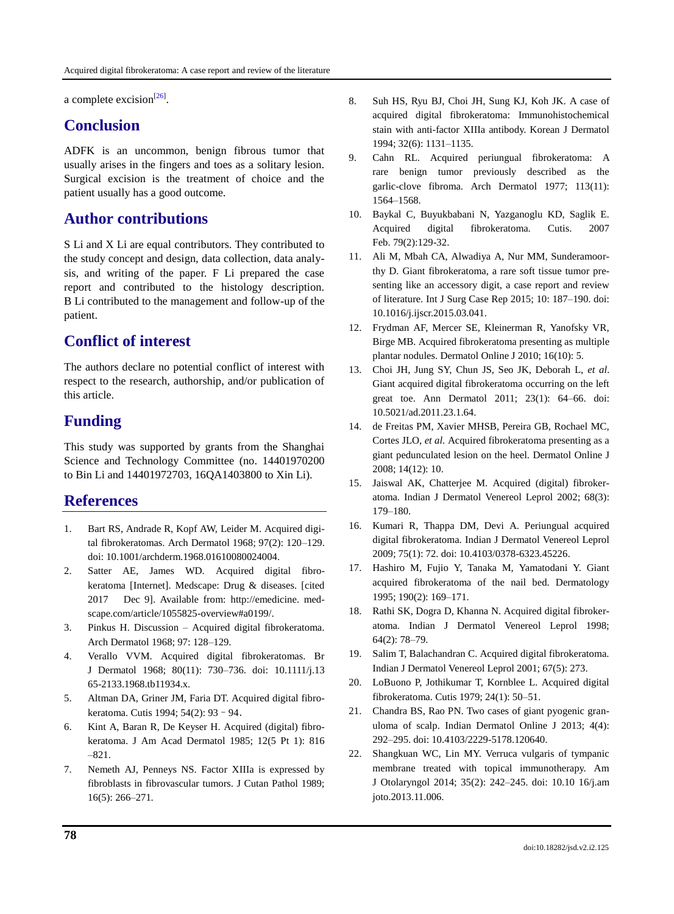a complete excision[26].

## Conclusion

ADFK is an uncommon, benign fibrous tumor that usually arises in the fingers and toes as a solitary lesion. Surgical excision is the treatment of choice and the patient usually has a good outcome.

## Author contributions

S Li and X Li are equal contributors. They contributed to the study concept and design, data collection, data analysis, and writing of the paper. F Li prepared the case report and contributed to the histology description. B Li contributed to the management and follow-up of the patient.

## Conflict of interest

The authors declare no potential conflict of interest with respect to the research, authorship, and/or publication of this article.

## Funding

This study was supported by grants from the Shanghai Science and Technology Committee (no. 14401970200 to Bin Li and 14401972703, 16QA1403800 to Xin Li).

## References

1. Bart RS, Andrade R, Kopf AW, Leider M. Acquired digital fibrokeratomas. Arch Dermatol 1968; 97(2): 120–129. doi: 10.1001/archderm.1968.01610080024004.
2. Satter AE, James WD. Acquired digital fibrokeratoma [Internet]. Medscape: Drug & diseases. [cited 2017 Dec 9]. Available from: http://emedicine.medscape.com/article/1055825-overview#a0199/.
3. Pinkus H. Discussion – Acquired digital fibrokeratoma. Arch Dermatol 1968; 97: 128–129.
4. Verallo VVM. Acquired digital fibrokeratomas. Br J Dermatol 1968; 80(11): 730–736. doi: 10.1111/j.1365-2133.1968.tb11934.x.
5. Altman DA, Griner JM, Faria DT. Acquired digital fibrokeratoma. Cutis 1994; 54(2): 93－94.
6. Kint A, Baran R, De Keyser H. Acquired (digital) fibrokeratoma. J Am Acad Dermatol 1985; 12(5 Pt 1): 816–821.
7. Nemeth AJ, Penneys NS. Factor XIIIa is expressed by fibroblasts in fibrovascular tumors. J Cutan Pathol 1989; 16(5): 266–271.
8. Suh HS, Ryu BJ, Choi JH, Sung KJ, Koh JK. A case of acquired digital fibrokeratoma: Immunohistochemical stain with anti-factor XIIIa antibody. Korean J Dermatol 1994; 32(6): 1131–1135.
9. Cahn RL. Acquired periungual fibrokeratoma: A rare benign tumor previously described as the garlic-clove fibroma. Arch Dermatol 1977; 113(11): 1564–1568.
10. Baykal C, Buyukbabani N, Yazganoglu KD, Saglik E. Acquired digital fibrokeratoma. Cutis. 2007 Feb. 79(2):129-32.
11. Ali M, Mbah CA, Alwadiya A, Nur MM, Sunderamoorthy D. Giant fibrokeratoma, a rare soft tissue tumor presenting like an accessory digit, a case report and review of literature. Int J Surg Case Rep 2015; 10: 187–190. doi: 10.1016/j.ijscr.2015.03.041.
12. Frydman AF, Mercer SE, Kleinerman R, Yanofsky VR, Birge MB. Acquired fibrokeratoma presenting as multiple plantar nodules. Dermatol Online J 2010; 16(10): 5.
13. Choi JH, Jung SY, Chun JS, Seo JK, Deborah L, *et al*. Giant acquired digital fibrokeratoma occurring on the left great toe. Ann Dermatol 2011; 23(1): 64–66. doi: 10.5021/ad.2011.23.1.64.
14. de Freitas PM, Xavier MHSB, Pereira GB, Rochael MC, Cortes JLO, *et al*. Acquired fibrokeratoma presenting as a giant pedunculated lesion on the heel. Dermatol Online J 2008; 14(12): 10.
15. Jaiswal AK, Chatterjee M. Acquired (digital) fibrokeratoma. Indian J Dermatol Venereol Leprol 2002; 68(3): 179–180.
16. Kumari R, Thappa DM, Devi A. Periungual acquired digital fibrokeratoma. Indian J Dermatol Venereol Leprol 2009; 75(1): 72. doi: 10.4103/0378-6323.45226.
17. Hashiro M, Fujio Y, Tanaka M, Yamatodani Y. Giant acquired fibrokeratoma of the nail bed. Dermatology 1995; 190(2): 169–171.
18. Rathi SK, Dogra D, Khanna N. Acquired digital fibrokeratoma. Indian J Dermatol Venereol Leprol 1998; 64(2): 78–79.
19. Salim T, Balachandran C. Acquired digital fibrokeratoma. Indian J Dermatol Venereol Leprol 2001; 67(5): 273.
20. LoBuono P, Jothikumar T, Kornblee L. Acquired digital fibrokeratoma. Cutis 1979; 24(1): 50–51.
21. Chandra BS, Rao PN. Two cases of giant pyogenic granuloma of scalp. Indian Dermatol Online J 2013; 4(4): 292–295. doi: 10.4103/2229-5178.120640.
22. Shangkuan WC, Lin MY. Verruca vulgaris of tympanic membrane treated with topical immunotherapy. Am J Otolaryngol 2014; 35(2): 242–245. doi: 10.1016/j.amjoto.2013.11.006.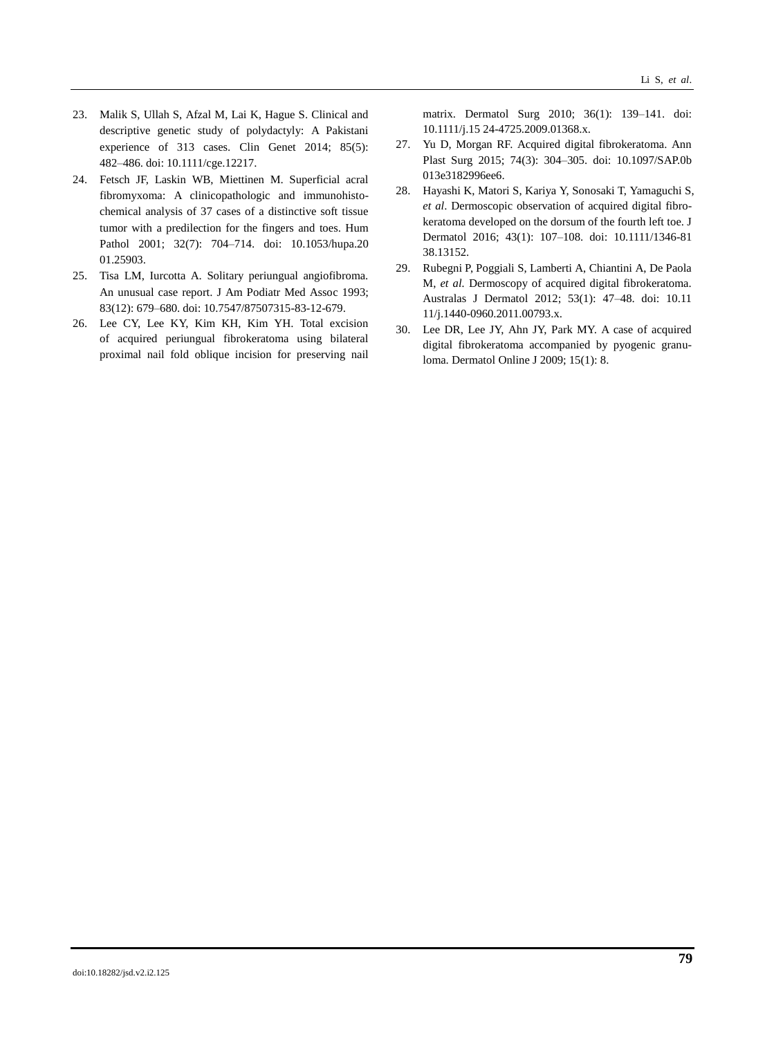23. Malik S, Ullah S, Afzal M, Lai K, Hague S. Clinical and descriptive genetic study of polydactyly: A Pakistani experience of 313 cases. Clin Genet 2014; 85(5): 482–486. doi: 10.1111/cge.12217.
24. Fetsch JF, Laskin WB, Miettinen M. Superficial acral fibromyxoma: A clinicopathologic and immunohistochemical analysis of 37 cases of a distinctive soft tissue tumor with a predilection for the fingers and toes. Hum Pathol 2001; 32(7): 704–714. doi: 10.1053/hupa.2001.25903.
25. Tisa LM, Iurcotta A. Solitary periungual angiofibroma. An unusual case report. J Am Podiatr Med Assoc 1993; 83(12): 679–680. doi: 10.7547/87507315-83-12-679.
26. Lee CY, Lee KY, Kim KH, Kim YH. Total excision of acquired periungual fibrokeratoma using bilateral proximal nail fold oblique incision for preserving nail matrix. Dermatol Surg 2010; 36(1): 139–141. doi: 10.1111/j.1524-4725.2009.01368.x.
27. Yu D, Morgan RF. Acquired digital fibrokeratoma. Ann Plast Surg 2015; 74(3): 304–305. doi: 10.1097/SAP.0b013e3182996ee6.
28. Hayashi K, Matori S, Kariya Y, Sonosaki T, Yamaguchi S, *et al*. Dermoscopic observation of acquired digital fibrokeratoma developed on the dorsum of the fourth left toe. J Dermatol 2016; 43(1): 107–108. doi: 10.1111/1346-8138.13152.
29. Rubegni P, Poggiali S, Lamberti A, Chiantini A, De Paola M, *et al.* Dermoscopy of acquired digital fibrokeratoma. Australas J Dermatol 2012; 53(1): 47–48. doi: 10.1111/j.1440-0960.2011.00793.x.
30. Lee DR, Lee JY, Ahn JY, Park MY. A case of acquired digital fibrokeratoma accompanied by pyogenic granuloma. Dermatol Online J 2009; 15(1): 8.